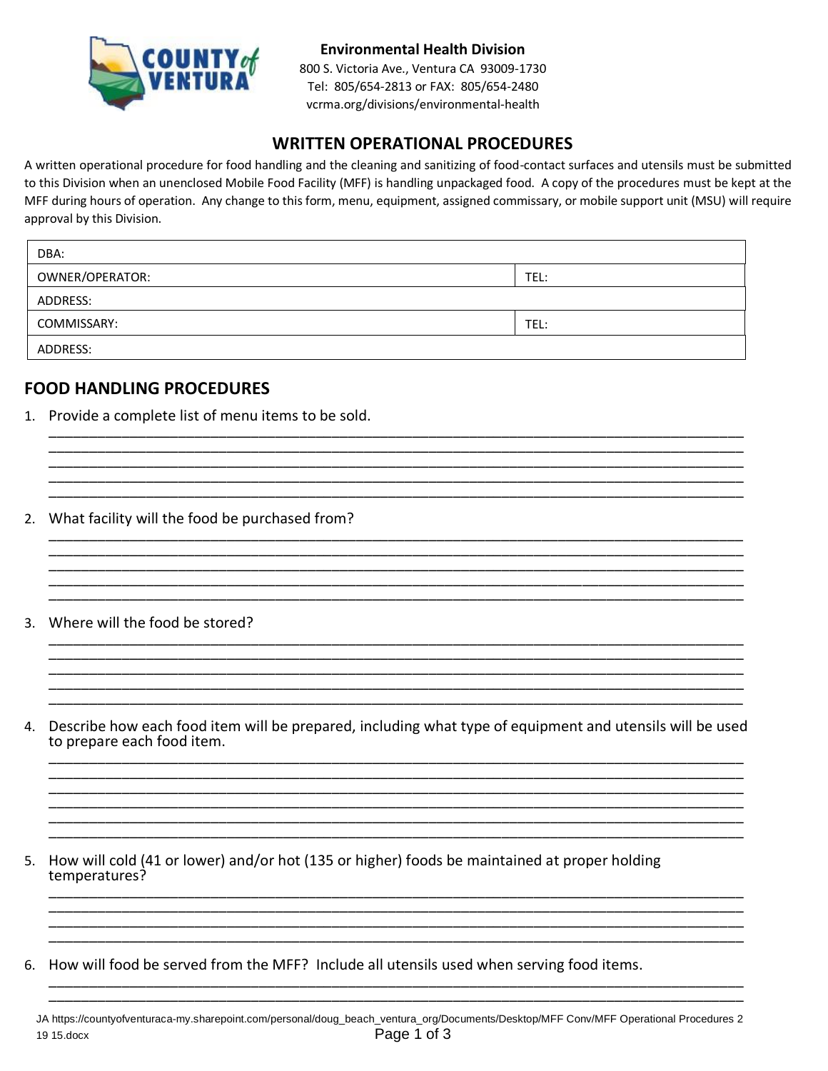**Environmental Health Division**
800 S. Victoria Ave., Ventura CA 93009-1730
Tel: 805/654-2813 or FAX: 805/654-2480
vcrma.org/divisions/environmental-health

## WRITTEN OPERATIONAL PROCEDURES

A written operational procedure for food handling and the cleaning and sanitizing of food-contact surfaces and utensils must be submitted to this Division when an unenclosed Mobile Food Facility (MFF) is handling unpackaged food. A copy of the procedures must be kept at the MFF during hours of operation. Any change to this form, menu, equipment, assigned commissary, or mobile support unit (MSU) will require approval by this Division.

| DBA: | |
|---|---|
| OWNER/OPERATOR: | TEL: |
| ADDRESS: | |
| COMMISSARY: | TEL: |
| ADDRESS: | |

## FOOD HANDLING PROCEDURES

1. Provide a complete list of menu items to be sold.
______________________________________________________________________________
______________________________________________________________________________
______________________________________________________________________________
______________________________________________________________________________
______________________________________________________________________________

2. What facility will the food be purchased from?
______________________________________________________________________________
______________________________________________________________________________
______________________________________________________________________________
______________________________________________________________________________
______________________________________________________________________________

3. Where will the food be stored?
______________________________________________________________________________
______________________________________________________________________________
______________________________________________________________________________
______________________________________________________________________________
______________________________________________________________________________

4. Describe how each food item will be prepared, including what type of equipment and utensils will be used to prepare each food item.
______________________________________________________________________________
______________________________________________________________________________
______________________________________________________________________________
______________________________________________________________________________
______________________________________________________________________________
______________________________________________________________________________

5. How will cold (41 or lower) and/or hot (135 or higher) foods be maintained at proper holding temperatures?
______________________________________________________________________________
______________________________________________________________________________
______________________________________________________________________________
______________________________________________________________________________

6. How will food be served from the MFF? Include all utensils used when serving food items.
______________________________________________________________________________
______________________________________________________________________________

JA https://countyofventuraca-my.sharepoint.com/personal/doug_beach_ventura_org/Documents/Desktop/MFF Conv/MFF Operational Procedures 2 19 15.docx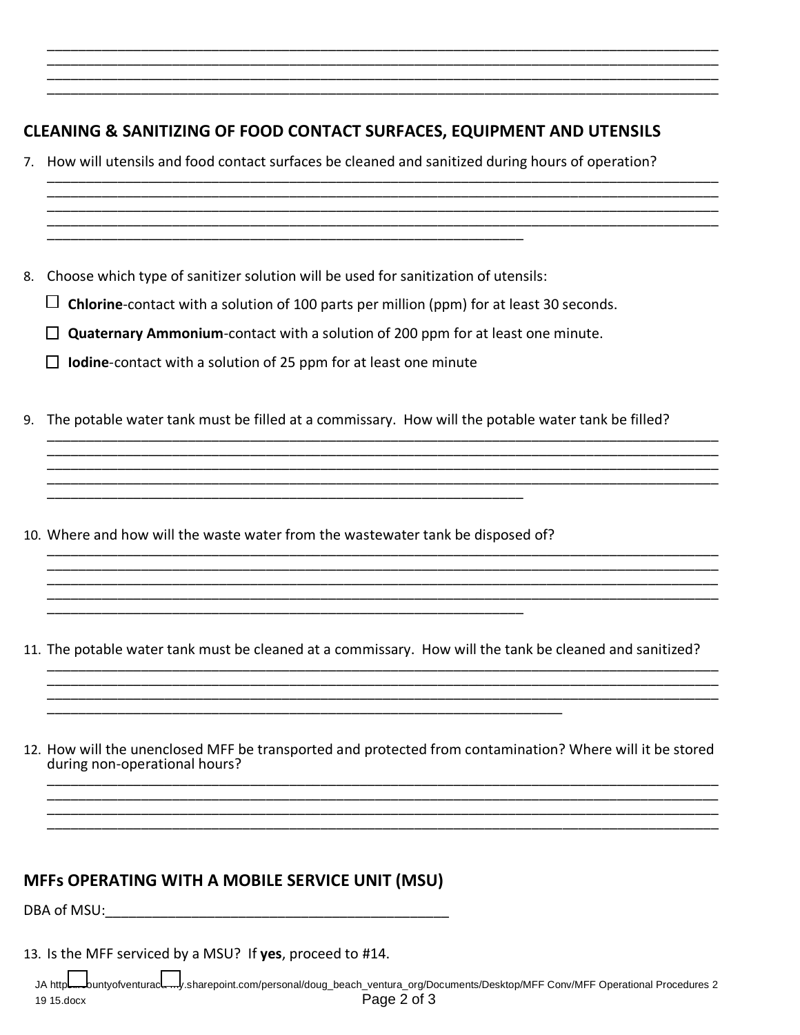\_\_\_\_\_\_\_\_\_\_\_\_\_\_\_\_\_\_\_\_\_\_\_\_\_\_\_\_\_\_\_\_\_\_\_\_\_\_\_\_\_\_\_\_\_\_\_\_\_\_\_\_\_\_\_\_\_\_\_\_\_\_\_\_\_\_\_\_\_\_\_\_\_\_\_\_\_\_\_\_
\_\_\_\_\_\_\_\_\_\_\_\_\_\_\_\_\_\_\_\_\_\_\_\_\_\_\_\_\_\_\_\_\_\_\_\_\_\_\_\_\_\_\_\_\_\_\_\_\_\_\_\_\_\_\_\_\_\_\_\_\_\_\_\_\_\_\_\_\_\_\_\_\_\_\_\_\_\_\_\_
\_\_\_\_\_\_\_\_\_\_\_\_\_\_\_\_\_\_\_\_\_\_\_\_\_\_\_\_\_\_\_\_\_\_\_\_\_\_\_\_\_\_\_\_\_\_\_\_\_\_\_\_\_\_\_\_\_\_\_\_\_\_\_\_\_\_\_\_\_\_\_\_\_\_\_\_\_\_\_\_
\_\_\_\_\_\_\_\_\_\_\_\_\_\_\_\_\_\_\_\_\_\_\_\_\_\_\_\_\_\_\_\_\_\_\_\_\_\_\_\_\_\_\_\_\_\_\_\_\_\_\_\_\_\_\_\_\_\_\_\_\_\_\_\_\_\_\_\_\_\_\_\_\_\_\_\_\_\_\_\_

## CLEANING & SANITIZING OF FOOD CONTACT SURFACES, EQUIPMENT AND UTENSILS

7. How will utensils and food contact surfaces be cleaned and sanitized during hours of operation?

\_\_\_\_\_\_\_\_\_\_\_\_\_\_\_\_\_\_\_\_\_\_\_\_\_\_\_\_\_\_\_\_\_\_\_\_\_\_\_\_\_\_\_\_\_\_\_\_\_\_\_\_\_\_\_\_\_\_\_\_\_\_\_\_\_\_\_\_\_\_\_\_\_\_\_\_\_\_\_\_
\_\_\_\_\_\_\_\_\_\_\_\_\_\_\_\_\_\_\_\_\_\_\_\_\_\_\_\_\_\_\_\_\_\_\_\_\_\_\_\_\_\_\_\_\_\_\_\_\_\_\_\_\_\_\_\_\_\_\_\_\_\_\_\_\_\_\_\_\_\_\_\_\_\_\_\_\_\_\_\_
\_\_\_\_\_\_\_\_\_\_\_\_\_\_\_\_\_\_\_\_\_\_\_\_\_\_\_\_\_\_\_\_\_\_\_\_\_\_\_\_\_\_\_\_\_\_\_\_\_\_\_\_\_\_\_\_\_\_\_\_\_\_\_\_\_\_\_\_\_\_\_\_\_\_\_\_\_\_\_\_
\_\_\_\_\_\_\_\_\_\_\_\_\_\_\_\_\_\_\_\_\_\_\_\_\_\_\_\_\_\_\_\_\_\_\_\_\_\_\_\_\_\_\_\_\_\_\_\_\_\_\_\_\_\_\_\_\_\_\_\_\_\_\_\_\_\_\_\_\_\_\_\_\_\_\_\_\_\_\_\_
\_\_\_\_\_\_\_\_\_\_\_\_\_\_\_\_\_\_\_\_\_\_\_\_\_\_\_\_\_\_\_\_\_\_\_\_\_\_\_\_\_\_\_\_\_\_\_\_\_\_\_\_\_\_\_\_\_\_

8. Choose which type of sanitizer solution will be used for sanitization of utensils:

   ☐ **Chlorine**-contact with a solution of 100 parts per million (ppm) for at least 30 seconds.

   ☐ **Quaternary Ammonium**-contact with a solution of 200 ppm for at least one minute.

   ☐ **Iodine**-contact with a solution of 25 ppm for at least one minute

9. The potable water tank must be filled at a commissary. How will the potable water tank be filled?

\_\_\_\_\_\_\_\_\_\_\_\_\_\_\_\_\_\_\_\_\_\_\_\_\_\_\_\_\_\_\_\_\_\_\_\_\_\_\_\_\_\_\_\_\_\_\_\_\_\_\_\_\_\_\_\_\_\_\_\_\_\_\_\_\_\_\_\_\_\_\_\_\_\_\_\_\_\_\_\_
\_\_\_\_\_\_\_\_\_\_\_\_\_\_\_\_\_\_\_\_\_\_\_\_\_\_\_\_\_\_\_\_\_\_\_\_\_\_\_\_\_\_\_\_\_\_\_\_\_\_\_\_\_\_\_\_\_\_\_\_\_\_\_\_\_\_\_\_\_\_\_\_\_\_\_\_\_\_\_\_
\_\_\_\_\_\_\_\_\_\_\_\_\_\_\_\_\_\_\_\_\_\_\_\_\_\_\_\_\_\_\_\_\_\_\_\_\_\_\_\_\_\_\_\_\_\_\_\_\_\_\_\_\_\_\_\_\_\_\_\_\_\_\_\_\_\_\_\_\_\_\_\_\_\_\_\_\_\_\_\_
\_\_\_\_\_\_\_\_\_\_\_\_\_\_\_\_\_\_\_\_\_\_\_\_\_\_\_\_\_\_\_\_\_\_\_\_\_\_\_\_\_\_\_\_\_\_\_\_\_\_\_\_\_\_\_\_\_\_\_\_\_\_\_\_\_\_\_\_\_\_\_\_\_\_\_\_\_\_\_\_
\_\_\_\_\_\_\_\_\_\_\_\_\_\_\_\_\_\_\_\_\_\_\_\_\_\_\_\_\_\_\_\_\_\_\_\_\_\_\_\_\_\_\_\_\_\_\_\_\_\_\_\_\_\_\_\_\_\_

10. Where and how will the waste water from the wastewater tank be disposed of?

\_\_\_\_\_\_\_\_\_\_\_\_\_\_\_\_\_\_\_\_\_\_\_\_\_\_\_\_\_\_\_\_\_\_\_\_\_\_\_\_\_\_\_\_\_\_\_\_\_\_\_\_\_\_\_\_\_\_\_\_\_\_\_\_\_\_\_\_\_\_\_\_\_\_\_\_\_\_\_\_
\_\_\_\_\_\_\_\_\_\_\_\_\_\_\_\_\_\_\_\_\_\_\_\_\_\_\_\_\_\_\_\_\_\_\_\_\_\_\_\_\_\_\_\_\_\_\_\_\_\_\_\_\_\_\_\_\_\_\_\_\_\_\_\_\_\_\_\_\_\_\_\_\_\_\_\_\_\_\_\_
\_\_\_\_\_\_\_\_\_\_\_\_\_\_\_\_\_\_\_\_\_\_\_\_\_\_\_\_\_\_\_\_\_\_\_\_\_\_\_\_\_\_\_\_\_\_\_\_\_\_\_\_\_\_\_\_\_\_\_\_\_\_\_\_\_\_\_\_\_\_\_\_\_\_\_\_\_\_\_\_
\_\_\_\_\_\_\_\_\_\_\_\_\_\_\_\_\_\_\_\_\_\_\_\_\_\_\_\_\_\_\_\_\_\_\_\_\_\_\_\_\_\_\_\_\_\_\_\_\_\_\_\_\_\_\_\_\_\_\_\_\_\_\_\_\_\_\_\_\_\_\_\_\_\_\_\_\_\_\_\_
\_\_\_\_\_\_\_\_\_\_\_\_\_\_\_\_\_\_\_\_\_\_\_\_\_\_\_\_\_\_\_\_\_\_\_\_\_\_\_\_\_\_\_\_\_\_\_\_\_\_\_\_\_\_\_\_\_\_

11. The potable water tank must be cleaned at a commissary. How will the tank be cleaned and sanitized?

\_\_\_\_\_\_\_\_\_\_\_\_\_\_\_\_\_\_\_\_\_\_\_\_\_\_\_\_\_\_\_\_\_\_\_\_\_\_\_\_\_\_\_\_\_\_\_\_\_\_\_\_\_\_\_\_\_\_\_\_\_\_\_\_\_\_\_\_\_\_\_\_\_\_\_\_\_\_\_\_
\_\_\_\_\_\_\_\_\_\_\_\_\_\_\_\_\_\_\_\_\_\_\_\_\_\_\_\_\_\_\_\_\_\_\_\_\_\_\_\_\_\_\_\_\_\_\_\_\_\_\_\_\_\_\_\_\_\_\_\_\_\_\_\_\_\_\_\_\_\_\_\_\_\_\_\_\_\_\_\_
\_\_\_\_\_\_\_\_\_\_\_\_\_\_\_\_\_\_\_\_\_\_\_\_\_\_\_\_\_\_\_\_\_\_\_\_\_\_\_\_\_\_\_\_\_\_\_\_\_\_\_\_\_\_\_\_\_\_\_\_\_\_\_\_\_\_\_\_\_\_\_\_\_\_\_\_\_\_\_\_
\_\_\_\_\_\_\_\_\_\_\_\_\_\_\_\_\_\_\_\_\_\_\_\_\_\_\_\_\_\_\_\_\_\_\_\_\_\_\_\_\_\_\_\_\_\_\_\_\_\_\_\_\_\_\_\_\_\_\_\_\_\_\_

12. How will the unenclosed MFF be transported and protected from contamination? Where will it be stored during non-operational hours?

\_\_\_\_\_\_\_\_\_\_\_\_\_\_\_\_\_\_\_\_\_\_\_\_\_\_\_\_\_\_\_\_\_\_\_\_\_\_\_\_\_\_\_\_\_\_\_\_\_\_\_\_\_\_\_\_\_\_\_\_\_\_\_\_\_\_\_\_\_\_\_\_\_\_\_\_\_\_\_\_
\_\_\_\_\_\_\_\_\_\_\_\_\_\_\_\_\_\_\_\_\_\_\_\_\_\_\_\_\_\_\_\_\_\_\_\_\_\_\_\_\_\_\_\_\_\_\_\_\_\_\_\_\_\_\_\_\_\_\_\_\_\_\_\_\_\_\_\_\_\_\_\_\_\_\_\_\_\_\_\_
\_\_\_\_\_\_\_\_\_\_\_\_\_\_\_\_\_\_\_\_\_\_\_\_\_\_\_\_\_\_\_\_\_\_\_\_\_\_\_\_\_\_\_\_\_\_\_\_\_\_\_\_\_\_\_\_\_\_\_\_\_\_\_\_\_\_\_\_\_\_\_\_\_\_\_\_\_\_\_\_
\_\_\_\_\_\_\_\_\_\_\_\_\_\_\_\_\_\_\_\_\_\_\_\_\_\_\_\_\_\_\_\_\_\_\_\_\_\_\_\_\_\_\_\_\_\_\_\_\_\_\_\_\_\_\_\_\_\_\_\_\_\_\_\_\_\_\_\_\_\_\_\_\_\_\_\_\_\_\_\_

## MFFs OPERATING WITH A MOBILE SERVICE UNIT (MSU)

DBA of MSU:\_\_\_\_\_\_\_\_\_\_\_\_\_\_\_\_\_\_\_\_\_\_\_\_\_\_\_\_\_\_\_\_\_\_\_\_\_\_\_\_\_\_\_\_

13. Is the MFF serviced by a MSU? If **yes**, proceed to #14.

JA http...ountyofventura...y.sharepoint.com/personal/doug_beach_ventura_org/Documents/Desktop/MFF Conv/MFF Operational Procedures 2 19 15.docx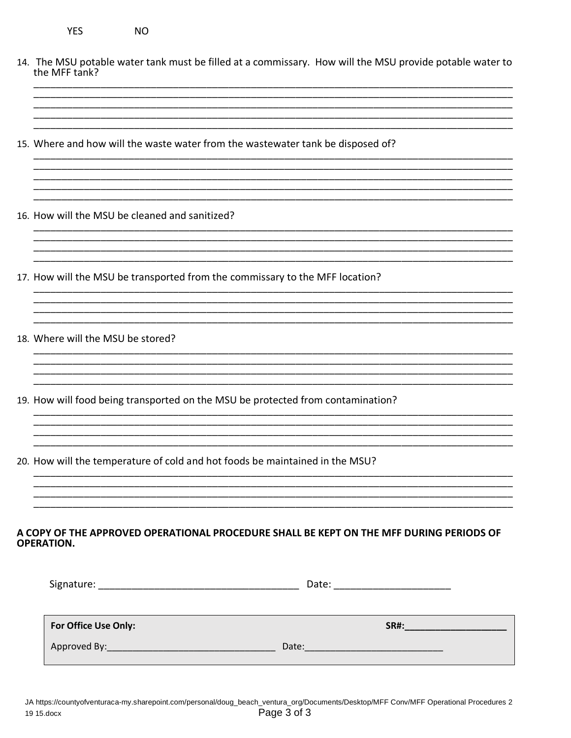YES NO

14. The MSU potable water tank must be filled at a commissary. How will the MSU provide potable water to the MFF tank?

_______________________________________________________________________________________
_______________________________________________________________________________________
_______________________________________________________________________________________
_______________________________________________________________________________________
_______________________________________________________________________________________

15. Where and how will the waste water from the wastewater tank be disposed of?

_______________________________________________________________________________________
_______________________________________________________________________________________
_______________________________________________________________________________________
_______________________________________________________________________________________
_______________________________________________________________________________________

16. How will the MSU be cleaned and sanitized?

_______________________________________________________________________________________
_______________________________________________________________________________________
_______________________________________________________________________________________
_______________________________________________________________________________________

17. How will the MSU be transported from the commissary to the MFF location?

_______________________________________________________________________________________
_______________________________________________________________________________________
_______________________________________________________________________________________
_______________________________________________________________________________________

18. Where will the MSU be stored?

_______________________________________________________________________________________
_______________________________________________________________________________________
_______________________________________________________________________________________
_______________________________________________________________________________________

19. How will food being transported on the MSU be protected from contamination?

_______________________________________________________________________________________
_______________________________________________________________________________________
_______________________________________________________________________________________
_______________________________________________________________________________________

20. How will the temperature of cold and hot foods be maintained in the MSU?

_______________________________________________________________________________________
_______________________________________________________________________________________
_______________________________________________________________________________________
_______________________________________________________________________________________

**A COPY OF THE APPROVED OPERATIONAL PROCEDURE SHALL BE KEPT ON THE MFF DURING PERIODS OF OPERATION.**

Signature: ___________________________________ Date: ____________________

**For Office Use Only:** **SR#:___________________**

Approved By:_______________________________ Date:_________________________

JA https://countyofventuraca-my.sharepoint.com/personal/doug_beach_ventura_org/Documents/Desktop/MFF Conv/MFF Operational Procedures 2 19 15.docx